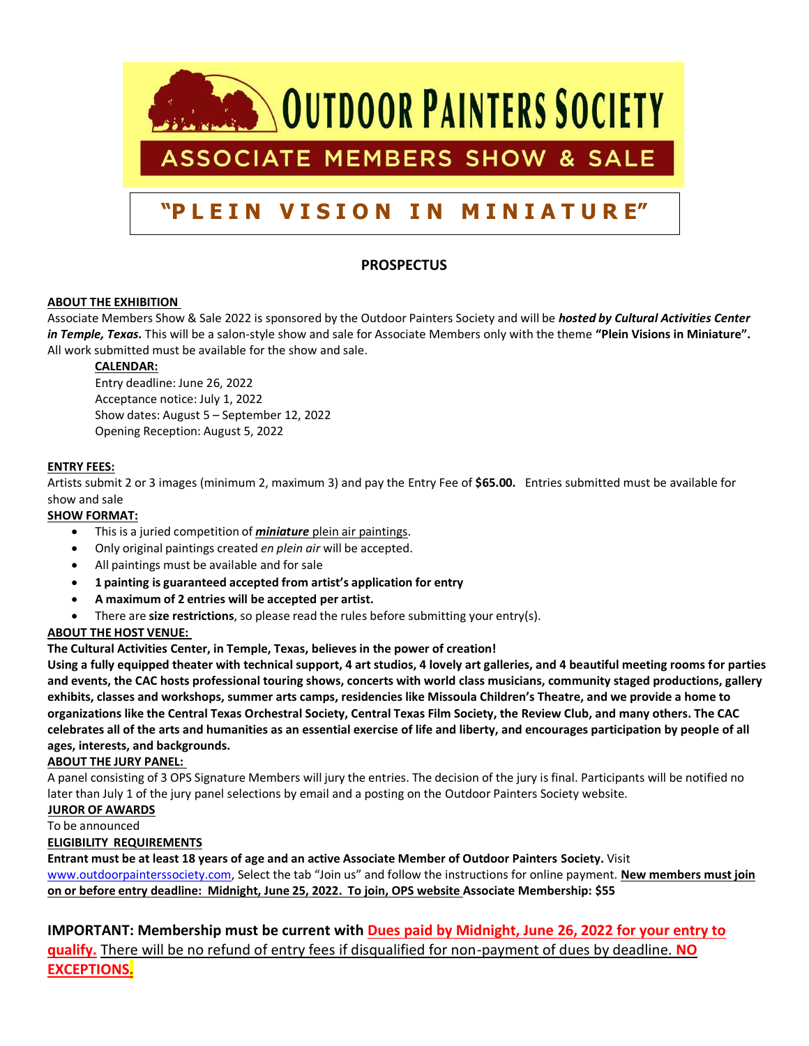# OUTDOOR PAINTERS SOCIETY

## ASSOCIATE MEMBERS SHOW & SALE

## "PLEIN VISION IN MINIATURE"

### PROSPECTUS

**ABOUT THE EXHIBITION**

Associate Members Show & Sale 2022 is sponsored by the Outdoor Painters Society and will be ***hosted by Cultural Activities Center in Temple, Texas.*** This will be a salon-style show and sale for Associate Members only with the theme **"Plein Visions in Miniature".** All work submitted must be available for the show and sale.

**CALENDAR:**

Entry deadline: June 26, 2022
Acceptance notice: July 1, 2022
Show dates: August 5 – September 12, 2022
Opening Reception: August 5, 2022

**ENTRY FEES:**

Artists submit 2 or 3 images (minimum 2, maximum 3) and pay the Entry Fee of **$65.00.** Entries submitted must be available for show and sale

**SHOW FORMAT:**

- This is a juried competition of ***miniature*** plein air paintings.
- Only original paintings created *en plein air* will be accepted.
- All paintings must be available and for sale
- **1 painting is guaranteed accepted from artist's application for entry**
- **A maximum of 2 entries will be accepted per artist.**
- There are **size restrictions**, so please read the rules before submitting your entry(s).

**ABOUT THE HOST VENUE:**

**The Cultural Activities Center, in Temple, Texas, believes in the power of creation!**

**Using a fully equipped theater with technical support, 4 art studios, 4 lovely art galleries, and 4 beautiful meeting rooms for parties and events, the CAC hosts professional touring shows, concerts with world class musicians, community staged productions, gallery exhibits, classes and workshops, summer arts camps, residencies like Missoula Children's Theatre, and we provide a home to organizations like the Central Texas Orchestral Society, Central Texas Film Society, the Review Club, and many others. The CAC celebrates all of the arts and humanities as an essential exercise of life and liberty, and encourages participation by people of all ages, interests, and backgrounds.**

**ABOUT THE JURY PANEL:**

A panel consisting of 3 OPS Signature Members will jury the entries. The decision of the jury is final. Participants will be notified no later than July 1 of the jury panel selections by email and a posting on the Outdoor Painters Society website.

**JUROR OF AWARDS**

To be announced

**ELIGIBILITY REQUIREMENTS**

**Entrant must be at least 18 years of age and an active Associate Member of Outdoor Painters Society.** Visit www.outdoorpainterssociety.com, Select the tab "Join us" and follow the instructions for online payment. **New members must join on or before entry deadline: Midnight, June 25, 2022. To join, OPS website Associate Membership: $55**

**IMPORTANT: Membership must be current with Dues paid by Midnight, June 26, 2022 for your entry to qualify.** There will be no refund of entry fees if disqualified for non-payment of dues by deadline. **NO EXCEPTIONS.**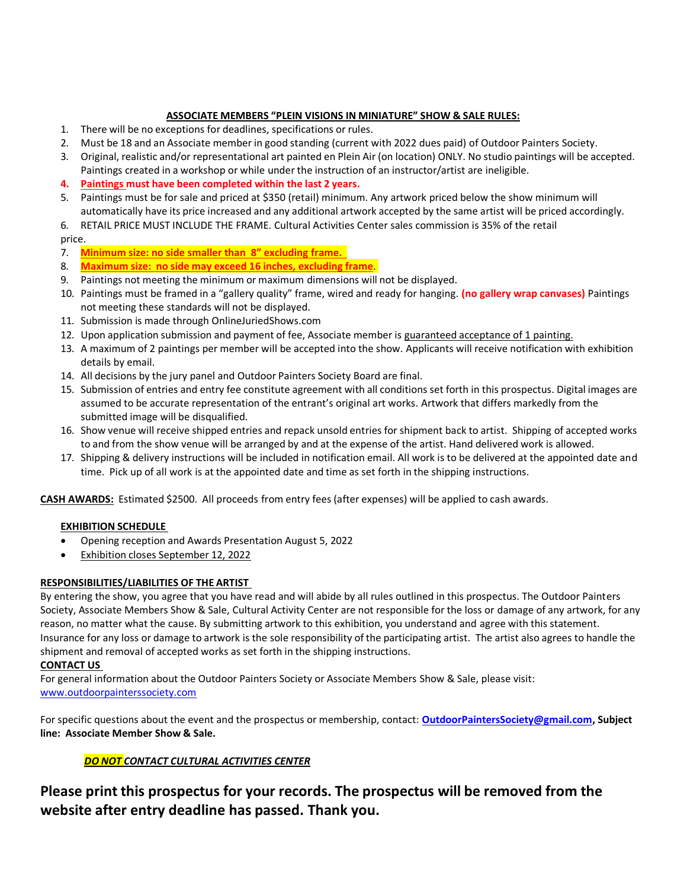## ASSOCIATE MEMBERS "PLEIN VISIONS IN MINIATURE" SHOW & SALE RULES:

1. There will be no exceptions for deadlines, specifications or rules.
2. Must be 18 and an Associate member in good standing (current with 2022 dues paid) of Outdoor Painters Society.
3. Original, realistic and/or representational art painted en Plein Air (on location) ONLY. No studio paintings will be accepted. Paintings created in a workshop or while under the instruction of an instructor/artist are ineligible.
4. **Paintings must have been completed within the last 2 years.**
5. Paintings must be for sale and priced at $350 (retail) minimum. Any artwork priced below the show minimum will automatically have its price increased and any additional artwork accepted by the same artist will be priced accordingly.
6. RETAIL PRICE MUST INCLUDE THE FRAME. Cultural Activities Center sales commission is 35% of the retail price.
7. **Minimum size: no side smaller than 8" excluding frame.**
8. **Maximum size: no side may exceed 16 inches, excluding frame.**
9. Paintings not meeting the minimum or maximum dimensions will not be displayed.
10. Paintings must be framed in a "gallery quality" frame, wired and ready for hanging. **(no gallery wrap canvases)** Paintings not meeting these standards will not be displayed.
11. Submission is made through OnlineJuriedShows.com
12. Upon application submission and payment of fee, Associate member is guaranteed acceptance of 1 painting.
13. A maximum of 2 paintings per member will be accepted into the show. Applicants will receive notification with exhibition details by email.
14. All decisions by the jury panel and Outdoor Painters Society Board are final.
15. Submission of entries and entry fee constitute agreement with all conditions set forth in this prospectus. Digital images are assumed to be accurate representation of the entrant's original art works. Artwork that differs markedly from the submitted image will be disqualified.
16. Show venue will receive shipped entries and repack unsold entries for shipment back to artist. Shipping of accepted works to and from the show venue will be arranged by and at the expense of the artist. Hand delivered work is allowed.
17. Shipping & delivery instructions will be included in notification email. All work is to be delivered at the appointed date and time. Pick up of all work is at the appointed date and time as set forth in the shipping instructions.

**CASH AWARDS:** Estimated $2500. All proceeds from entry fees (after expenses) will be applied to cash awards.

**EXHIBITION SCHEDULE**

- Opening reception and Awards Presentation August 5, 2022
- Exhibition closes September 12, 2022

**RESPONSIBILITIES/LIABILITIES OF THE ARTIST**

By entering the show, you agree that you have read and will abide by all rules outlined in this prospectus. The Outdoor Painters Society, Associate Members Show & Sale, Cultural Activity Center are not responsible for the loss or damage of any artwork, for any reason, no matter what the cause. By submitting artwork to this exhibition, you understand and agree with this statement. Insurance for any loss or damage to artwork is the sole responsibility of the participating artist. The artist also agrees to handle the shipment and removal of accepted works as set forth in the shipping instructions.

**CONTACT US**

For general information about the Outdoor Painters Society or Associate Members Show & Sale, please visit: www.outdoorpainterssociety.com

For specific questions about the event and the prospectus or membership, contact: **OutdoorPaintersSociety@gmail.com, Subject line: Associate Member Show & Sale.**

***DO NOT CONTACT CULTURAL ACTIVITIES CENTER***

**Please print this prospectus for your records. The prospectus will be removed from the website after entry deadline has passed. Thank you.**